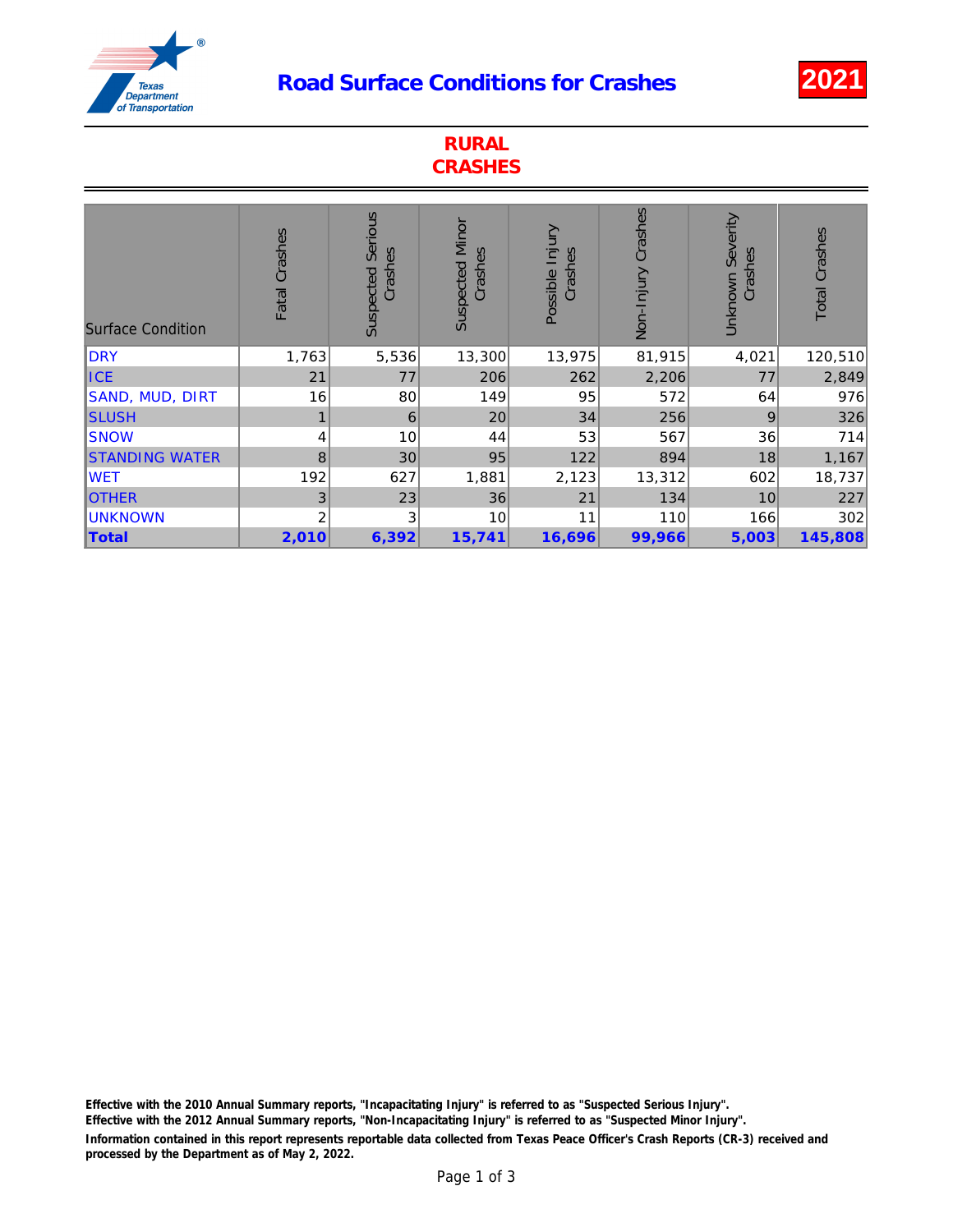# Road Surface Conditions for Crashes

**2021**

## RURAL CRASHES

| Surface Condition | Fatal Crashes | Suspected Serious Crashes | Suspected Minor Crashes | Possible Injury Crashes | Non-Injury Crashes | Unknown Severity Crashes | Total Crashes |
|---|---|---|---|---|---|---|---|
| DRY | 1,763 | 5,536 | 13,300 | 13,975 | 81,915 | 4,021 | 120,510 |
| ICE | 21 | 77 | 206 | 262 | 2,206 | 77 | 2,849 |
| SAND, MUD, DIRT | 16 | 80 | 149 | 95 | 572 | 64 | 976 |
| SLUSH | 1 | 6 | 20 | 34 | 256 | 9 | 326 |
| SNOW | 4 | 10 | 44 | 53 | 567 | 36 | 714 |
| STANDING WATER | 8 | 30 | 95 | 122 | 894 | 18 | 1,167 |
| WET | 192 | 627 | 1,881 | 2,123 | 13,312 | 602 | 18,737 |
| OTHER | 3 | 23 | 36 | 21 | 134 | 10 | 227 |
| UNKNOWN | 2 | 3 | 10 | 11 | 110 | 166 | 302 |
| **Total** | **2,010** | **6,392** | **15,741** | **16,696** | **99,966** | **5,003** | **145,808** |

**Effective with the 2010 Annual Summary reports, "Incapacitating Injury" is referred to as "Suspected Serious Injury".**
**Effective with the 2012 Annual Summary reports, "Non-Incapacitating Injury" is referred to as "Suspected Minor Injury".**
**Information contained in this report represents reportable data collected from Texas Peace Officer's Crash Reports (CR-3) received and processed by the Department as of May 2, 2022.**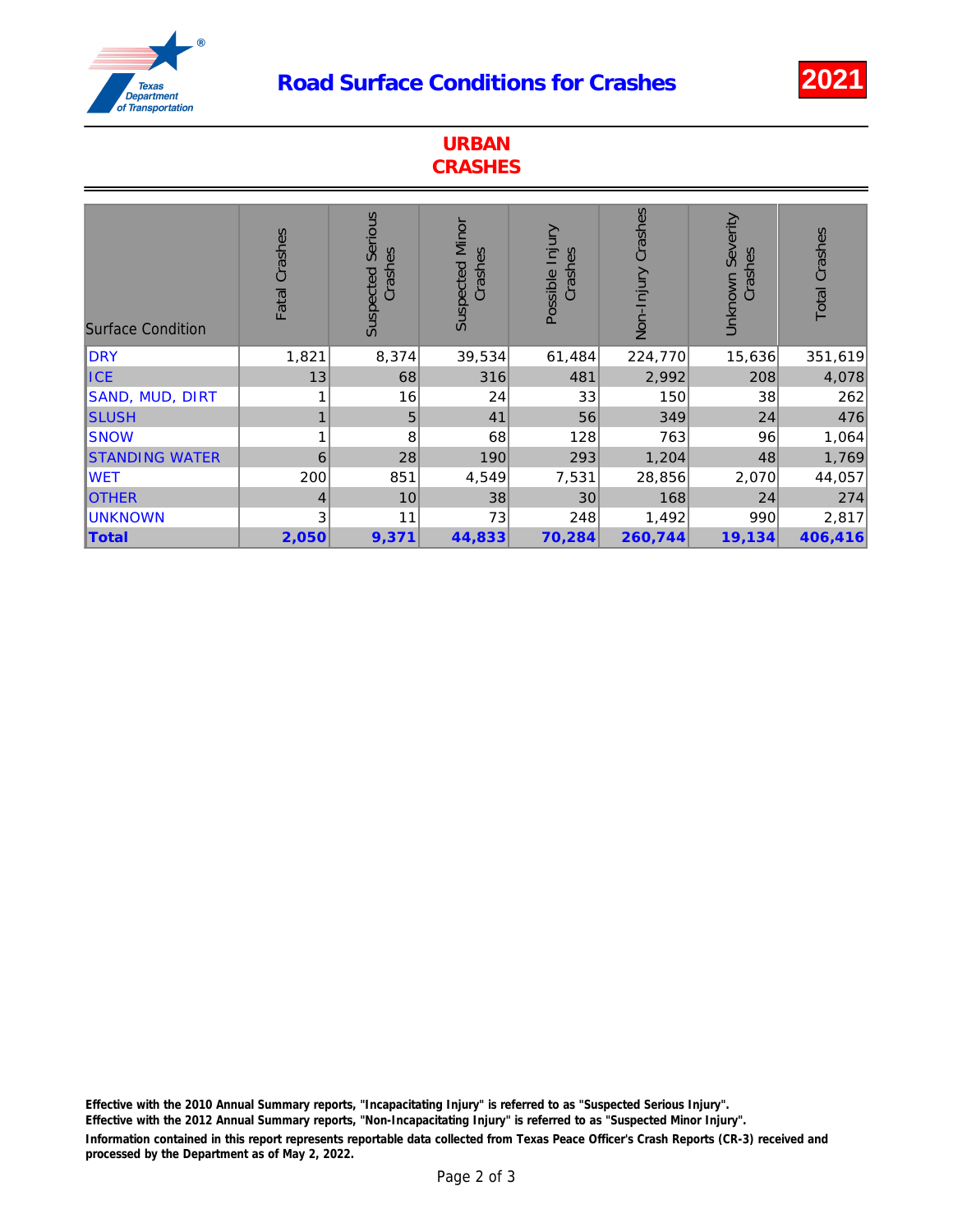# Road Surface Conditions for Crashes

**2021**

## URBAN CRASHES

| Surface Condition | Fatal Crashes | Suspected Serious Crashes | Suspected Minor Crashes | Possible Injury Crashes | Non-Injury Crashes | Unknown Severity Crashes | Total Crashes |
|---|---|---|---|---|---|---|---|
| DRY | 1,821 | 8,374 | 39,534 | 61,484 | 224,770 | 15,636 | 351,619 |
| ICE | 13 | 68 | 316 | 481 | 2,992 | 208 | 4,078 |
| SAND, MUD, DIRT | 1 | 16 | 24 | 33 | 150 | 38 | 262 |
| SLUSH | 1 | 5 | 41 | 56 | 349 | 24 | 476 |
| SNOW | 1 | 8 | 68 | 128 | 763 | 96 | 1,064 |
| STANDING WATER | 6 | 28 | 190 | 293 | 1,204 | 48 | 1,769 |
| WET | 200 | 851 | 4,549 | 7,531 | 28,856 | 2,070 | 44,057 |
| OTHER | 4 | 10 | 38 | 30 | 168 | 24 | 274 |
| UNKNOWN | 3 | 11 | 73 | 248 | 1,492 | 990 | 2,817 |
| **Total** | **2,050** | **9,371** | **44,833** | **70,284** | **260,744** | **19,134** | **406,416** |

**Effective with the 2010 Annual Summary reports, "Incapacitating Injury" is referred to as "Suspected Serious Injury".**
**Effective with the 2012 Annual Summary reports, "Non-Incapacitating Injury" is referred to as "Suspected Minor Injury".**
**Information contained in this report represents reportable data collected from Texas Peace Officer's Crash Reports (CR-3) received and processed by the Department as of May 2, 2022.**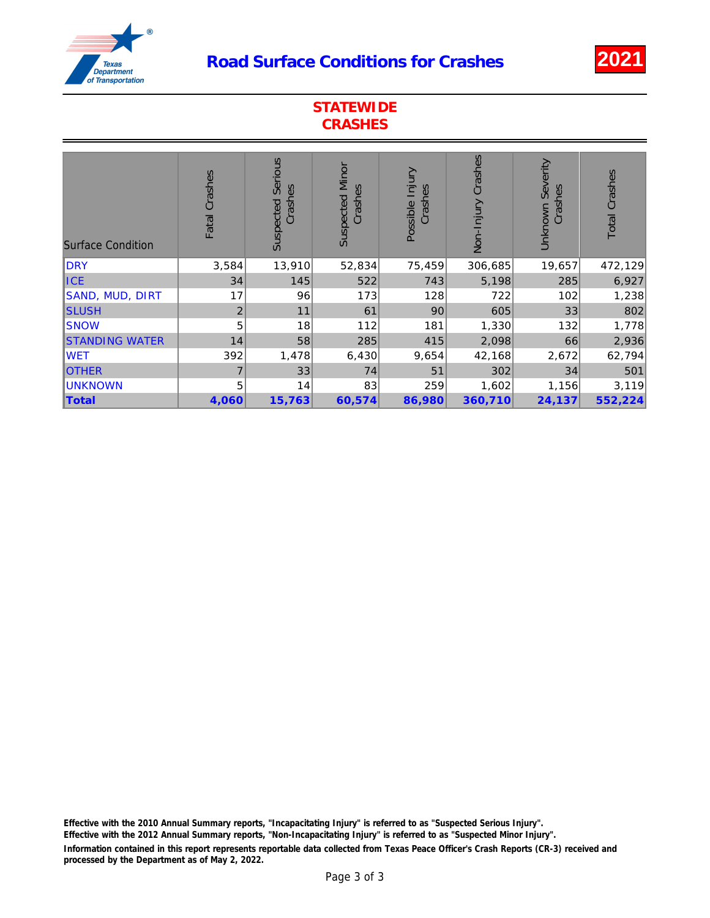# Road Surface Conditions for Crashes

**2021**

## STATEWIDE CRASHES

| Surface Condition | Fatal Crashes | Suspected Serious Crashes | Suspected Minor Crashes | Possible Injury Crashes | Non-Injury Crashes | Unknown Severity Crashes | Total Crashes |
|---|---|---|---|---|---|---|---|
| DRY | 3,584 | 13,910 | 52,834 | 75,459 | 306,685 | 19,657 | 472,129 |
| ICE | 34 | 145 | 522 | 743 | 5,198 | 285 | 6,927 |
| SAND, MUD, DIRT | 17 | 96 | 173 | 128 | 722 | 102 | 1,238 |
| SLUSH | 2 | 11 | 61 | 90 | 605 | 33 | 802 |
| SNOW | 5 | 18 | 112 | 181 | 1,330 | 132 | 1,778 |
| STANDING WATER | 14 | 58 | 285 | 415 | 2,098 | 66 | 2,936 |
| WET | 392 | 1,478 | 6,430 | 9,654 | 42,168 | 2,672 | 62,794 |
| OTHER | 7 | 33 | 74 | 51 | 302 | 34 | 501 |
| UNKNOWN | 5 | 14 | 83 | 259 | 1,602 | 1,156 | 3,119 |
| **Total** | **4,060** | **15,763** | **60,574** | **86,980** | **360,710** | **24,137** | **552,224** |

**Effective with the 2010 Annual Summary reports, "Incapacitating Injury" is referred to as "Suspected Serious Injury".**
**Effective with the 2012 Annual Summary reports, "Non-Incapacitating Injury" is referred to as "Suspected Minor Injury".**
**Information contained in this report represents reportable data collected from Texas Peace Officer's Crash Reports (CR-3) received and processed by the Department as of May 2, 2022.**